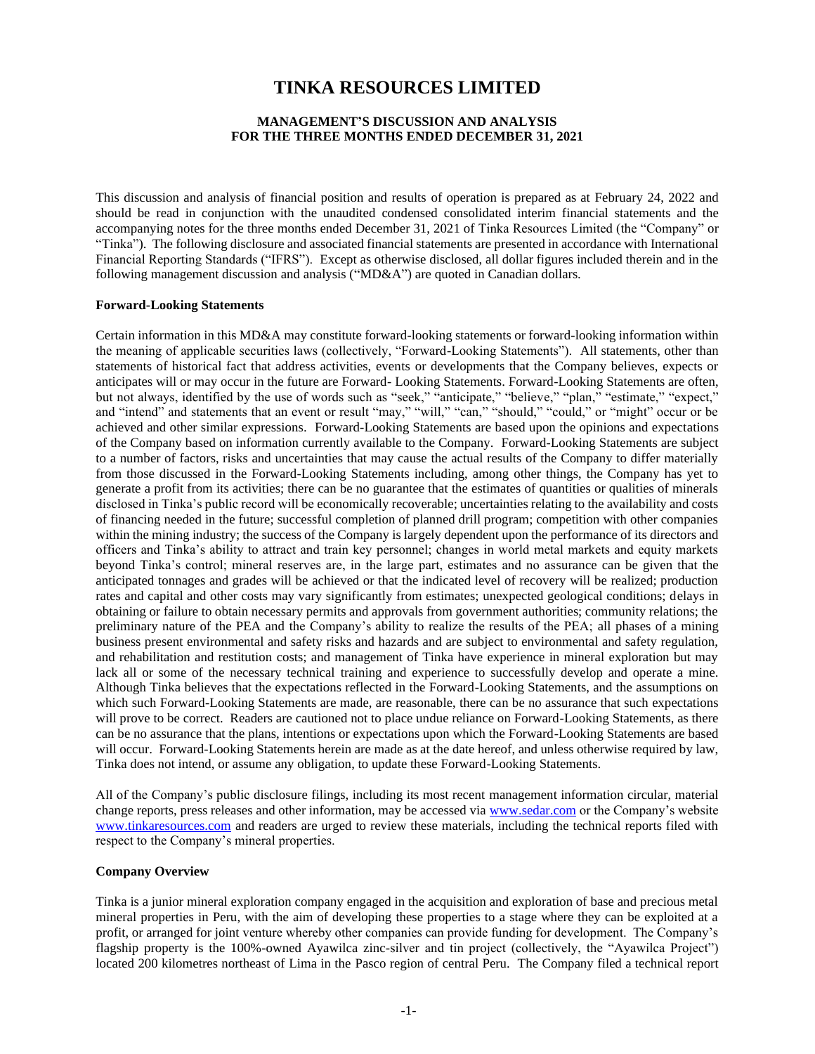# TINKA RESOURCES LIMITED

## MANAGEMENT'S DISCUSSION AND ANALYSIS
## FOR THE THREE MONTHS ENDED DECEMBER 31, 2021

This discussion and analysis of financial position and results of operation is prepared as at February 24, 2022 and should be read in conjunction with the unaudited condensed consolidated interim financial statements and the accompanying notes for the three months ended December 31, 2021 of Tinka Resources Limited (the "Company" or "Tinka"). The following disclosure and associated financial statements are presented in accordance with International Financial Reporting Standards ("IFRS"). Except as otherwise disclosed, all dollar figures included therein and in the following management discussion and analysis ("MD&A") are quoted in Canadian dollars.

**Forward-Looking Statements**

Certain information in this MD&A may constitute forward-looking statements or forward-looking information within the meaning of applicable securities laws (collectively, "Forward-Looking Statements"). All statements, other than statements of historical fact that address activities, events or developments that the Company believes, expects or anticipates will or may occur in the future are Forward- Looking Statements. Forward-Looking Statements are often, but not always, identified by the use of words such as "seek," "anticipate," "believe," "plan," "estimate," "expect," and "intend" and statements that an event or result "may," "will," "can," "should," "could," or "might" occur or be achieved and other similar expressions. Forward-Looking Statements are based upon the opinions and expectations of the Company based on information currently available to the Company. Forward-Looking Statements are subject to a number of factors, risks and uncertainties that may cause the actual results of the Company to differ materially from those discussed in the Forward-Looking Statements including, among other things, the Company has yet to generate a profit from its activities; there can be no guarantee that the estimates of quantities or qualities of minerals disclosed in Tinka's public record will be economically recoverable; uncertainties relating to the availability and costs of financing needed in the future; successful completion of planned drill program; competition with other companies within the mining industry; the success of the Company is largely dependent upon the performance of its directors and officers and Tinka's ability to attract and train key personnel; changes in world metal markets and equity markets beyond Tinka's control; mineral reserves are, in the large part, estimates and no assurance can be given that the anticipated tonnages and grades will be achieved or that the indicated level of recovery will be realized; production rates and capital and other costs may vary significantly from estimates; unexpected geological conditions; delays in obtaining or failure to obtain necessary permits and approvals from government authorities; community relations; the preliminary nature of the PEA and the Company's ability to realize the results of the PEA; all phases of a mining business present environmental and safety risks and hazards and are subject to environmental and safety regulation, and rehabilitation and restitution costs; and management of Tinka have experience in mineral exploration but may lack all or some of the necessary technical training and experience to successfully develop and operate a mine. Although Tinka believes that the expectations reflected in the Forward-Looking Statements, and the assumptions on which such Forward-Looking Statements are made, are reasonable, there can be no assurance that such expectations will prove to be correct. Readers are cautioned not to place undue reliance on Forward-Looking Statements, as there can be no assurance that the plans, intentions or expectations upon which the Forward-Looking Statements are based will occur. Forward-Looking Statements herein are made as at the date hereof, and unless otherwise required by law, Tinka does not intend, or assume any obligation, to update these Forward-Looking Statements.

All of the Company's public disclosure filings, including its most recent management information circular, material change reports, press releases and other information, may be accessed via www.sedar.com or the Company's website www.tinkaresources.com and readers are urged to review these materials, including the technical reports filed with respect to the Company's mineral properties.

**Company Overview**

Tinka is a junior mineral exploration company engaged in the acquisition and exploration of base and precious metal mineral properties in Peru, with the aim of developing these properties to a stage where they can be exploited at a profit, or arranged for joint venture whereby other companies can provide funding for development. The Company's flagship property is the 100%-owned Ayawilca zinc-silver and tin project (collectively, the "Ayawilca Project") located 200 kilometres northeast of Lima in the Pasco region of central Peru. The Company filed a technical report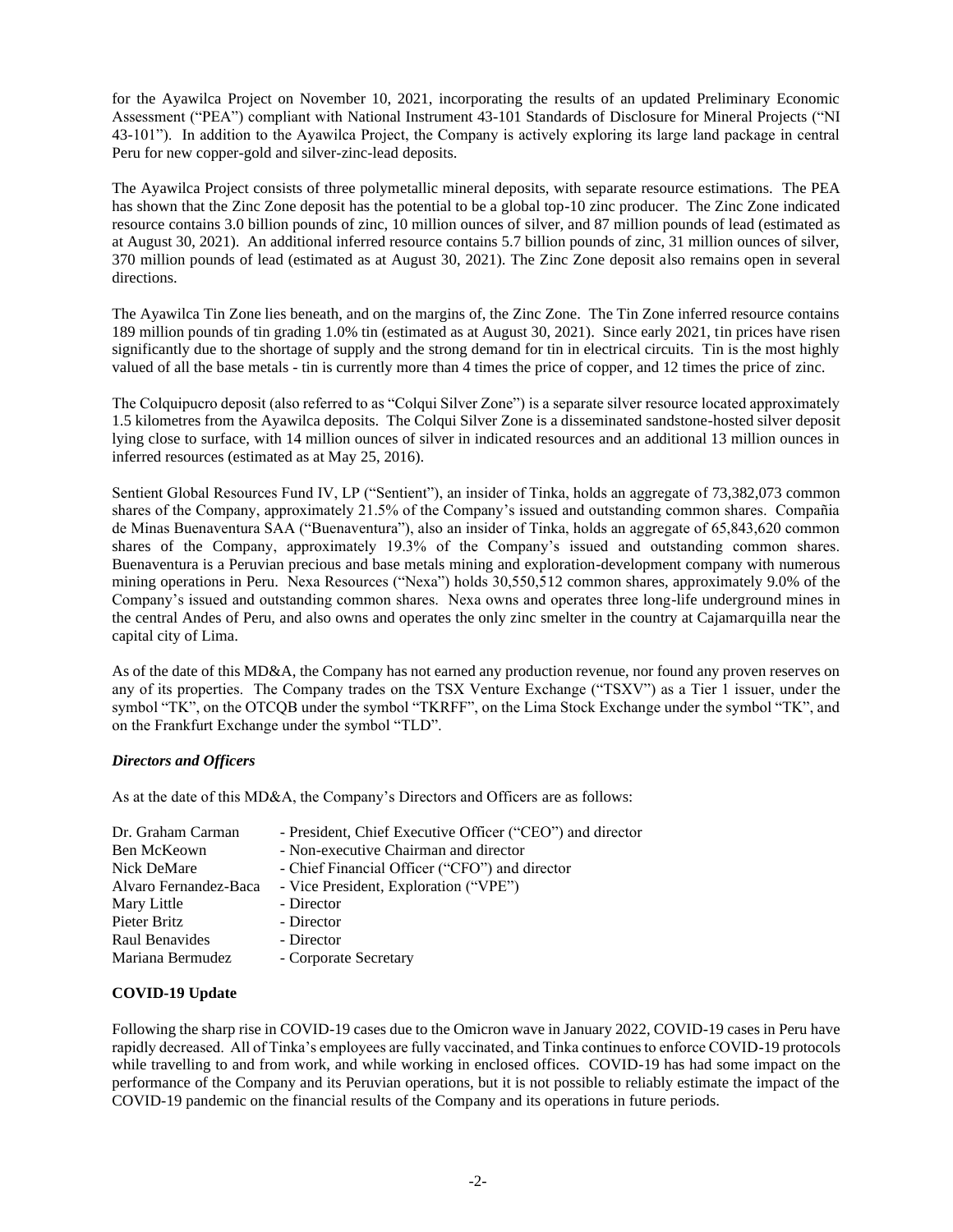for the Ayawilca Project on November 10, 2021, incorporating the results of an updated Preliminary Economic Assessment ("PEA") compliant with National Instrument 43-101 Standards of Disclosure for Mineral Projects ("NI 43-101"). In addition to the Ayawilca Project, the Company is actively exploring its large land package in central Peru for new copper-gold and silver-zinc-lead deposits.

The Ayawilca Project consists of three polymetallic mineral deposits, with separate resource estimations. The PEA has shown that the Zinc Zone deposit has the potential to be a global top-10 zinc producer. The Zinc Zone indicated resource contains 3.0 billion pounds of zinc, 10 million ounces of silver, and 87 million pounds of lead (estimated as at August 30, 2021). An additional inferred resource contains 5.7 billion pounds of zinc, 31 million ounces of silver, 370 million pounds of lead (estimated as at August 30, 2021). The Zinc Zone deposit also remains open in several directions.

The Ayawilca Tin Zone lies beneath, and on the margins of, the Zinc Zone. The Tin Zone inferred resource contains 189 million pounds of tin grading 1.0% tin (estimated as at August 30, 2021). Since early 2021, tin prices have risen significantly due to the shortage of supply and the strong demand for tin in electrical circuits. Tin is the most highly valued of all the base metals - tin is currently more than 4 times the price of copper, and 12 times the price of zinc.

The Colquipucro deposit (also referred to as "Colqui Silver Zone") is a separate silver resource located approximately 1.5 kilometres from the Ayawilca deposits. The Colqui Silver Zone is a disseminated sandstone-hosted silver deposit lying close to surface, with 14 million ounces of silver in indicated resources and an additional 13 million ounces in inferred resources (estimated as at May 25, 2016).

Sentient Global Resources Fund IV, LP ("Sentient"), an insider of Tinka, holds an aggregate of 73,382,073 common shares of the Company, approximately 21.5% of the Company's issued and outstanding common shares. Compañia de Minas Buenaventura SAA ("Buenaventura"), also an insider of Tinka, holds an aggregate of 65,843,620 common shares of the Company, approximately 19.3% of the Company's issued and outstanding common shares. Buenaventura is a Peruvian precious and base metals mining and exploration-development company with numerous mining operations in Peru. Nexa Resources ("Nexa") holds 30,550,512 common shares, approximately 9.0% of the Company's issued and outstanding common shares. Nexa owns and operates three long-life underground mines in the central Andes of Peru, and also owns and operates the only zinc smelter in the country at Cajamarquilla near the capital city of Lima.

As of the date of this MD&A, the Company has not earned any production revenue, nor found any proven reserves on any of its properties. The Company trades on the TSX Venture Exchange ("TSXV") as a Tier 1 issuer, under the symbol "TK", on the OTCQB under the symbol "TKRFF", on the Lima Stock Exchange under the symbol "TK", and on the Frankfurt Exchange under the symbol "TLD".

### *Directors and Officers*

As at the date of this MD&A, the Company's Directors and Officers are as follows:

| | |
|---|---|
| Dr. Graham Carman | - President, Chief Executive Officer ("CEO") and director |
| Ben McKeown | - Non-executive Chairman and director |
| Nick DeMare | - Chief Financial Officer ("CFO") and director |
| Alvaro Fernandez-Baca | - Vice President, Exploration ("VPE") |
| Mary Little | - Director |
| Pieter Britz | - Director |
| Raul Benavides | - Director |
| Mariana Bermudez | - Corporate Secretary |

### **COVID-19 Update**

Following the sharp rise in COVID-19 cases due to the Omicron wave in January 2022, COVID-19 cases in Peru have rapidly decreased. All of Tinka's employees are fully vaccinated, and Tinka continues to enforce COVID-19 protocols while travelling to and from work, and while working in enclosed offices. COVID-19 has had some impact on the performance of the Company and its Peruvian operations, but it is not possible to reliably estimate the impact of the COVID-19 pandemic on the financial results of the Company and its operations in future periods.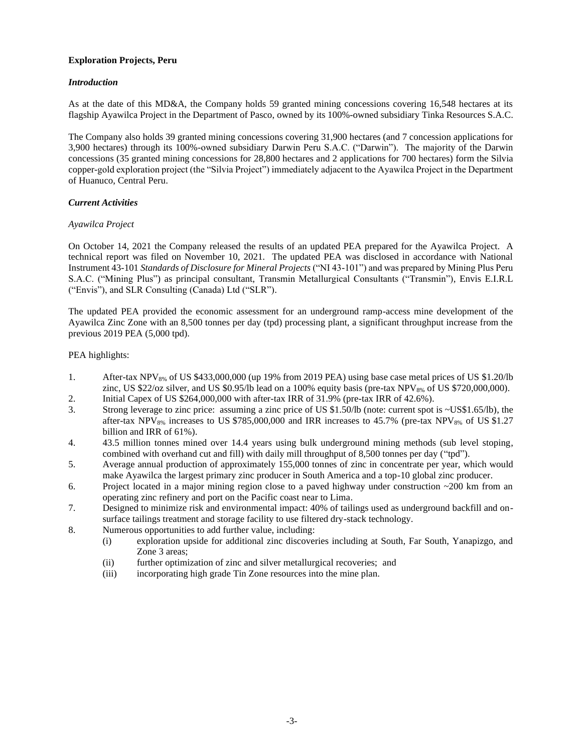**Exploration Projects, Peru**

***Introduction***

As at the date of this MD&A, the Company holds 59 granted mining concessions covering 16,548 hectares at its flagship Ayawilca Project in the Department of Pasco, owned by its 100%-owned subsidiary Tinka Resources S.A.C.

The Company also holds 39 granted mining concessions covering 31,900 hectares (and 7 concession applications for 3,900 hectares) through its 100%-owned subsidiary Darwin Peru S.A.C. ("Darwin"). The majority of the Darwin concessions (35 granted mining concessions for 28,800 hectares and 2 applications for 700 hectares) form the Silvia copper-gold exploration project (the "Silvia Project") immediately adjacent to the Ayawilca Project in the Department of Huanuco, Central Peru.

***Current Activities***

*Ayawilca Project*

On October 14, 2021 the Company released the results of an updated PEA prepared for the Ayawilca Project. A technical report was filed on November 10, 2021. The updated PEA was disclosed in accordance with National Instrument 43-101 *Standards of Disclosure for Mineral Projects* ("NI 43-101") and was prepared by Mining Plus Peru S.A.C. ("Mining Plus") as principal consultant, Transmin Metallurgical Consultants ("Transmin"), Envis E.I.R.L ("Envis"), and SLR Consulting (Canada) Ltd ("SLR").

The updated PEA provided the economic assessment for an underground ramp-access mine development of the Ayawilca Zinc Zone with an 8,500 tonnes per day (tpd) processing plant, a significant throughput increase from the previous 2019 PEA (5,000 tpd).

PEA highlights:

1. After-tax $NPV_{8\%}$ of US \$433,000,000 (up 19% from 2019 PEA) using base case metal prices of US \$1.20/lb zinc, US \$22/oz silver, and US \$0.95/lb lead on a 100% equity basis (pre-tax $NPV_{8\%}$ of US \$720,000,000).
2. Initial Capex of US \$264,000,000 with after-tax IRR of 31.9% (pre-tax IRR of 42.6%).
3. Strong leverage to zinc price: assuming a zinc price of US \$1.50/lb (note: current spot is ~US\$1.65/lb), the after-tax $NPV_{8\%}$ increases to US \$785,000,000 and IRR increases to 45.7% (pre-tax $NPV_{8\%}$ of US \$1.27 billion and IRR of 61%).
4. 43.5 million tonnes mined over 14.4 years using bulk underground mining methods (sub level stoping, combined with overhand cut and fill) with daily mill throughput of 8,500 tonnes per day ("tpd").
5. Average annual production of approximately 155,000 tonnes of zinc in concentrate per year, which would make Ayawilca the largest primary zinc producer in South America and a top-10 global zinc producer.
6. Project located in a major mining region close to a paved highway under construction ~200 km from an operating zinc refinery and port on the Pacific coast near to Lima.
7. Designed to minimize risk and environmental impact: 40% of tailings used as underground backfill and on-surface tailings treatment and storage facility to use filtered dry-stack technology.
8. Numerous opportunities to add further value, including:
   (i) exploration upside for additional zinc discoveries including at South, Far South, Yanapizgo, and Zone 3 areas;
   (ii) further optimization of zinc and silver metallurgical recoveries; and
   (iii) incorporating high grade Tin Zone resources into the mine plan.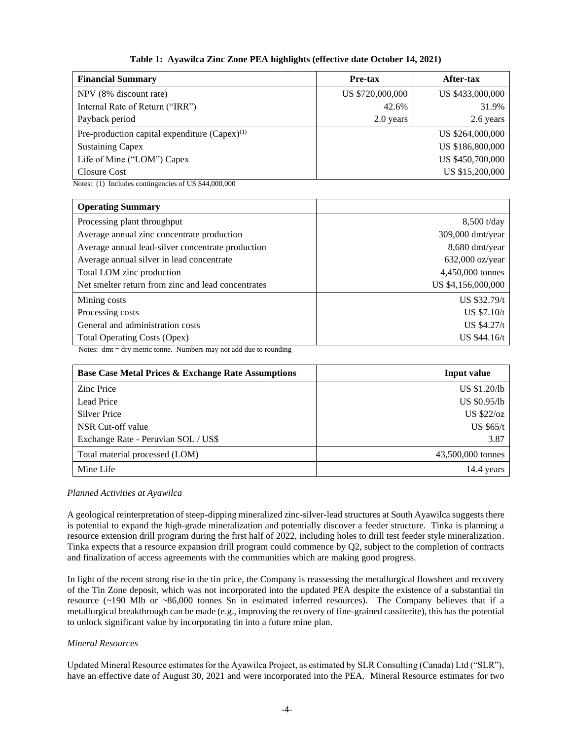**Table 1: Ayawilca Zinc Zone PEA highlights (effective date October 14, 2021)**

| Financial Summary | Pre-tax | After-tax |
|---|---|---|
| NPV (8% discount rate) | US $720,000,000 | US $433,000,000 |
| Internal Rate of Return ("IRR") | 42.6% | 31.9% |
| Payback period | 2.0 years | 2.6 years |
| Pre-production capital expenditure (Capex)[(1)] | | US $264,000,000 |
| Sustaining Capex | | US $186,800,000 |
| Life of Mine ("LOM") Capex | | US $450,700,000 |
| Closure Cost | | US $15,200,000 |

Notes: (1) Includes contingencies of US $44,000,000

| Operating Summary | |
|---|---|
| Processing plant throughput | 8,500 t/day |
| Average annual zinc concentrate production | 309,000 dmt/year |
| Average annual lead-silver concentrate production | 8,680 dmt/year |
| Average annual silver in lead concentrate | 632,000 oz/year |
| Total LOM zinc production | 4,450,000 tonnes |
| Net smelter return from zinc and lead concentrates | US $4,156,000,000 |
| Mining costs | US $32.79/t |
| Processing costs | US $7.10/t |
| General and administration costs | US $4.27/t |
| Total Operating Costs (Opex) | US $44.16/t |

Notes: dmt = dry metric tonne. Numbers may not add due to rounding

| Base Case Metal Prices & Exchange Rate Assumptions | Input value |
|---|---|
| Zinc Price | US $1.20/lb |
| Lead Price | US $0.95/lb |
| Silver Price | US $22/oz |
| NSR Cut-off value | US $65/t |
| Exchange Rate - Peruvian SOL / US$ | 3.87 |
| Total material processed (LOM) | 43,500,000 tonnes |
| Mine Life | 14.4 years |

*Planned Activities at Ayawilca*

A geological reinterpretation of steep-dipping mineralized zinc-silver-lead structures at South Ayawilca suggests there is potential to expand the high-grade mineralization and potentially discover a feeder structure. Tinka is planning a resource extension drill program during the first half of 2022, including holes to drill test feeder style mineralization. Tinka expects that a resource expansion drill program could commence by Q2, subject to the completion of contracts and finalization of access agreements with the communities which are making good progress.

In light of the recent strong rise in the tin price, the Company is reassessing the metallurgical flowsheet and recovery of the Tin Zone deposit, which was not incorporated into the updated PEA despite the existence of a substantial tin resource (~190 Mlb or ~86,000 tonnes Sn in estimated inferred resources). The Company believes that if a metallurgical breakthrough can be made (e.g., improving the recovery of fine-grained cassiterite), this has the potential to unlock significant value by incorporating tin into a future mine plan.

*Mineral Resources*

Updated Mineral Resource estimates for the Ayawilca Project, as estimated by SLR Consulting (Canada) Ltd ("SLR"), have an effective date of August 30, 2021 and were incorporated into the PEA. Mineral Resource estimates for two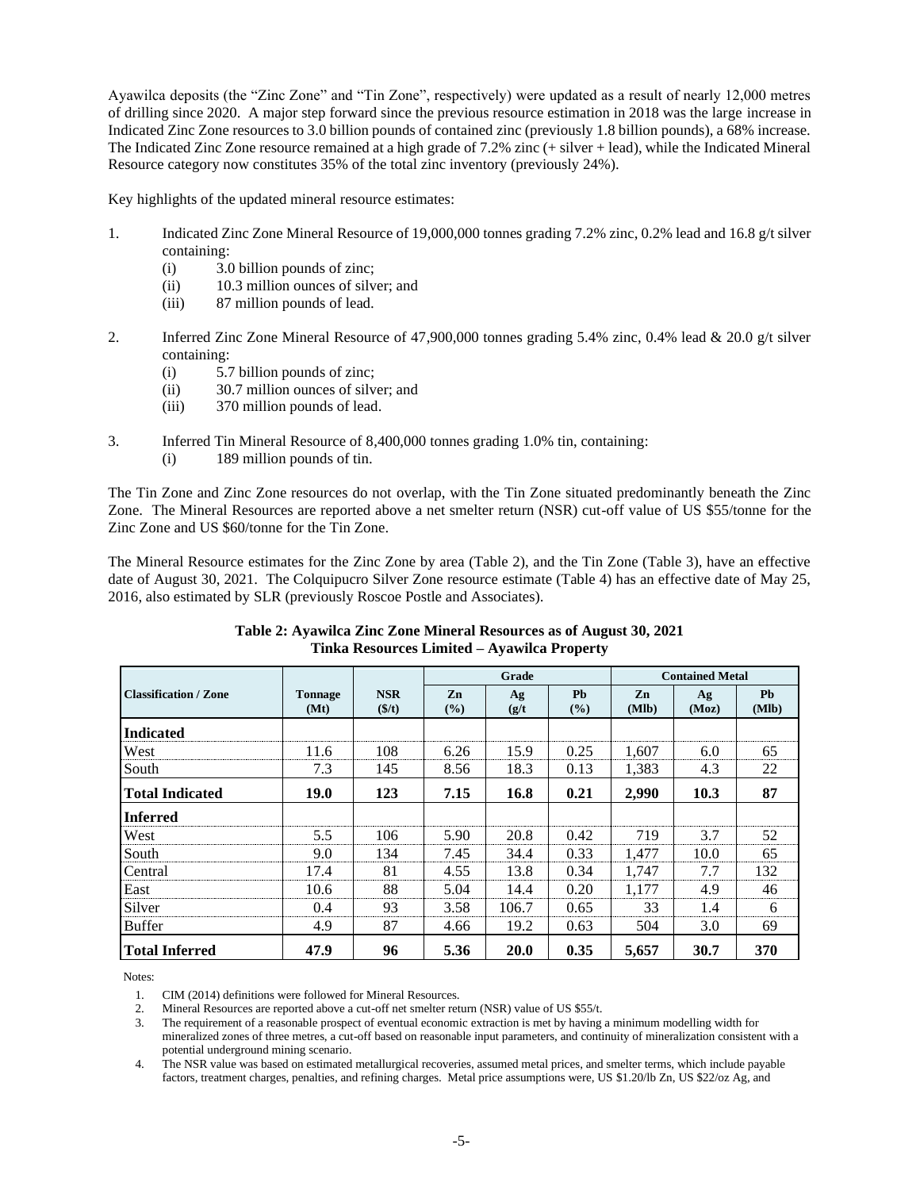Ayawilca deposits (the "Zinc Zone" and "Tin Zone", respectively) were updated as a result of nearly 12,000 metres of drilling since 2020. A major step forward since the previous resource estimation in 2018 was the large increase in Indicated Zinc Zone resources to 3.0 billion pounds of contained zinc (previously 1.8 billion pounds), a 68% increase. The Indicated Zinc Zone resource remained at a high grade of 7.2% zinc (+ silver + lead), while the Indicated Mineral Resource category now constitutes 35% of the total zinc inventory (previously 24%).

Key highlights of the updated mineral resource estimates:

1. Indicated Zinc Zone Mineral Resource of 19,000,000 tonnes grading 7.2% zinc, 0.2% lead and 16.8 g/t silver containing:
   (i) 3.0 billion pounds of zinc;
   (ii) 10.3 million ounces of silver; and
   (iii) 87 million pounds of lead.

2. Inferred Zinc Zone Mineral Resource of 47,900,000 tonnes grading 5.4% zinc, 0.4% lead & 20.0 g/t silver containing:
   (i) 5.7 billion pounds of zinc;
   (ii) 30.7 million ounces of silver; and
   (iii) 370 million pounds of lead.

3. Inferred Tin Mineral Resource of 8,400,000 tonnes grading 1.0% tin, containing:
   (i) 189 million pounds of tin.

The Tin Zone and Zinc Zone resources do not overlap, with the Tin Zone situated predominantly beneath the Zinc Zone. The Mineral Resources are reported above a net smelter return (NSR) cut-off value of US $55/tonne for the Zinc Zone and US $60/tonne for the Tin Zone.

The Mineral Resource estimates for the Zinc Zone by area (Table 2), and the Tin Zone (Table 3), have an effective date of August 30, 2021. The Colquipucro Silver Zone resource estimate (Table 4) has an effective date of May 25, 2016, also estimated by SLR (previously Roscoe Postle and Associates).

**Table 2: Ayawilca Zinc Zone Mineral Resources as of August 30, 2021**
**Tinka Resources Limited – Ayawilca Property**

| Classification / Zone | Tonnage (Mt) | NSR ($/t) | Grade | | | Contained Metal | | |
|---|---|---|---|---|---|---|---|---|
| | | | Zn (%) | Ag (g/t) | Pb (%) | Zn (Mlb) | Ag (Moz) | Pb (Mlb) |
| **Indicated** | | | | | | | | |
| West | 11.6 | 108 | 6.26 | 15.9 | 0.25 | 1,607 | 6.0 | 65 |
| South | 7.3 | 145 | 8.56 | 18.3 | 0.13 | 1,383 | 4.3 | 22 |
| **Total Indicated** | **19.0** | **123** | **7.15** | **16.8** | **0.21** | **2,990** | **10.3** | **87** |
| **Inferred** | | | | | | | | |
| West | 5.5 | 106 | 5.90 | 20.8 | 0.42 | 719 | 3.7 | 52 |
| South | 9.0 | 134 | 7.45 | 34.4 | 0.33 | 1,477 | 10.0 | 65 |
| Central | 17.4 | 81 | 4.55 | 13.8 | 0.34 | 1,747 | 7.7 | 132 |
| East | 10.6 | 88 | 5.04 | 14.4 | 0.20 | 1,177 | 4.9 | 46 |
| Silver | 0.4 | 93 | 3.58 | 106.7 | 0.65 | 33 | 1.4 | 6 |
| Buffer | 4.9 | 87 | 4.66 | 19.2 | 0.63 | 504 | 3.0 | 69 |
| **Total Inferred** | **47.9** | **96** | **5.36** | **20.0** | **0.35** | **5,657** | **30.7** | **370** |

Notes:

1. CIM (2014) definitions were followed for Mineral Resources.
2. Mineral Resources are reported above a cut-off net smelter return (NSR) value of US $55/t.
3. The requirement of a reasonable prospect of eventual economic extraction is met by having a minimum modelling width for mineralized zones of three metres, a cut-off based on reasonable input parameters, and continuity of mineralization consistent with a potential underground mining scenario.
4. The NSR value was based on estimated metallurgical recoveries, assumed metal prices, and smelter terms, which include payable factors, treatment charges, penalties, and refining charges. Metal price assumptions were, US $1.20/lb Zn, US $22/oz Ag, and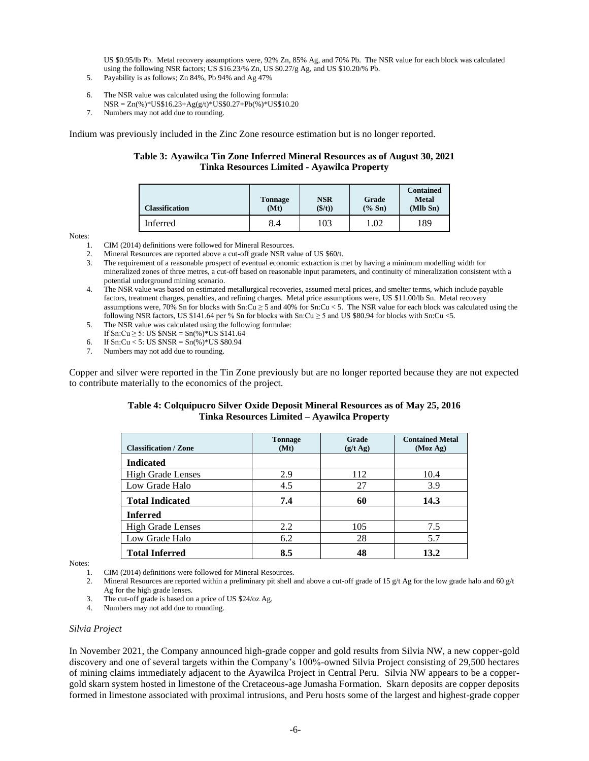US $0.95/lb Pb. Metal recovery assumptions were, 92% Zn, 85% Ag, and 70% Pb. The NSR value for each block was calculated using the following NSR factors; US $16.23/% Zn, US $0.27/g Ag, and US $10.20/% Pb.

5. Payability is as follows; Zn 84%, Pb 94% and Ag 47%
6. The NSR value was calculated using the following formula:
   NSR = Zn(%)*US$16.23+Ag(g/t)*US$0.27+Pb(%)*US$10.20
7. Numbers may not add due to rounding.

Indium was previously included in the Zinc Zone resource estimation but is no longer reported.

**Table 3: Ayawilca Tin Zone Inferred Mineral Resources as of August 30, 2021**
**Tinka Resources Limited - Ayawilca Property**

| Classification | Tonnage (Mt) | NSR ($/t)) | Grade (% Sn) | Contained Metal (Mlb Sn) |
|---|---|---|---|---|
| Inferred | 8.4 | 103 | 1.02 | 189 |

Notes:

1. CIM (2014) definitions were followed for Mineral Resources.
2. Mineral Resources are reported above a cut-off grade NSR value of US $60/t.
3. The requirement of a reasonable prospect of eventual economic extraction is met by having a minimum modelling width for mineralized zones of three metres, a cut-off based on reasonable input parameters, and continuity of mineralization consistent with a potential underground mining scenario.
4. The NSR value was based on estimated metallurgical recoveries, assumed metal prices, and smelter terms, which include payable factors, treatment charges, penalties, and refining charges. Metal price assumptions were, US $11.00/lb Sn. Metal recovery assumptions were, 70% Sn for blocks with Sn:Cu ≥ 5 and 40% for Sn:Cu < 5. The NSR value for each block was calculated using the following NSR factors, US $141.64 per % Sn for blocks with Sn:Cu ≥ 5 and US $80.94 for blocks with Sn:Cu <5.
5. The NSR value was calculated using the following formulae:
   If Sn:Cu ≥ 5: US $NSR = Sn(%)*US $141.64
6. If Sn:Cu < 5: US $NSR = Sn(%)*US $80.94
7. Numbers may not add due to rounding.

Copper and silver were reported in the Tin Zone previously but are no longer reported because they are not expected to contribute materially to the economics of the project.

**Table 4: Colquipucro Silver Oxide Deposit Mineral Resources as of May 25, 2016**
**Tinka Resources Limited – Ayawilca Property**

| Classification / Zone | Tonnage (Mt) | Grade (g/t Ag) | Contained Metal (Moz Ag) |
|---|---|---|---|
| **Indicated** | | | |
| High Grade Lenses | 2.9 | 112 | 10.4 |
| Low Grade Halo | 4.5 | 27 | 3.9 |
| **Total Indicated** | **7.4** | **60** | **14.3** |
| **Inferred** | | | |
| High Grade Lenses | 2.2 | 105 | 7.5 |
| Low Grade Halo | 6.2 | 28 | 5.7 |
| **Total Inferred** | **8.5** | **48** | **13.2** |

Notes:

1. CIM (2014) definitions were followed for Mineral Resources.
2. Mineral Resources are reported within a preliminary pit shell and above a cut-off grade of 15 g/t Ag for the low grade halo and 60 g/t Ag for the high grade lenses.
3. The cut-off grade is based on a price of US $24/oz Ag.
4. Numbers may not add due to rounding.

*Silvia Project*

In November 2021, the Company announced high-grade copper and gold results from Silvia NW, a new copper-gold discovery and one of several targets within the Company's 100%-owned Silvia Project consisting of 29,500 hectares of mining claims immediately adjacent to the Ayawilca Project in Central Peru. Silvia NW appears to be a copper-gold skarn system hosted in limestone of the Cretaceous-age Jumasha Formation. Skarn deposits are copper deposits formed in limestone associated with proximal intrusions, and Peru hosts some of the largest and highest-grade copper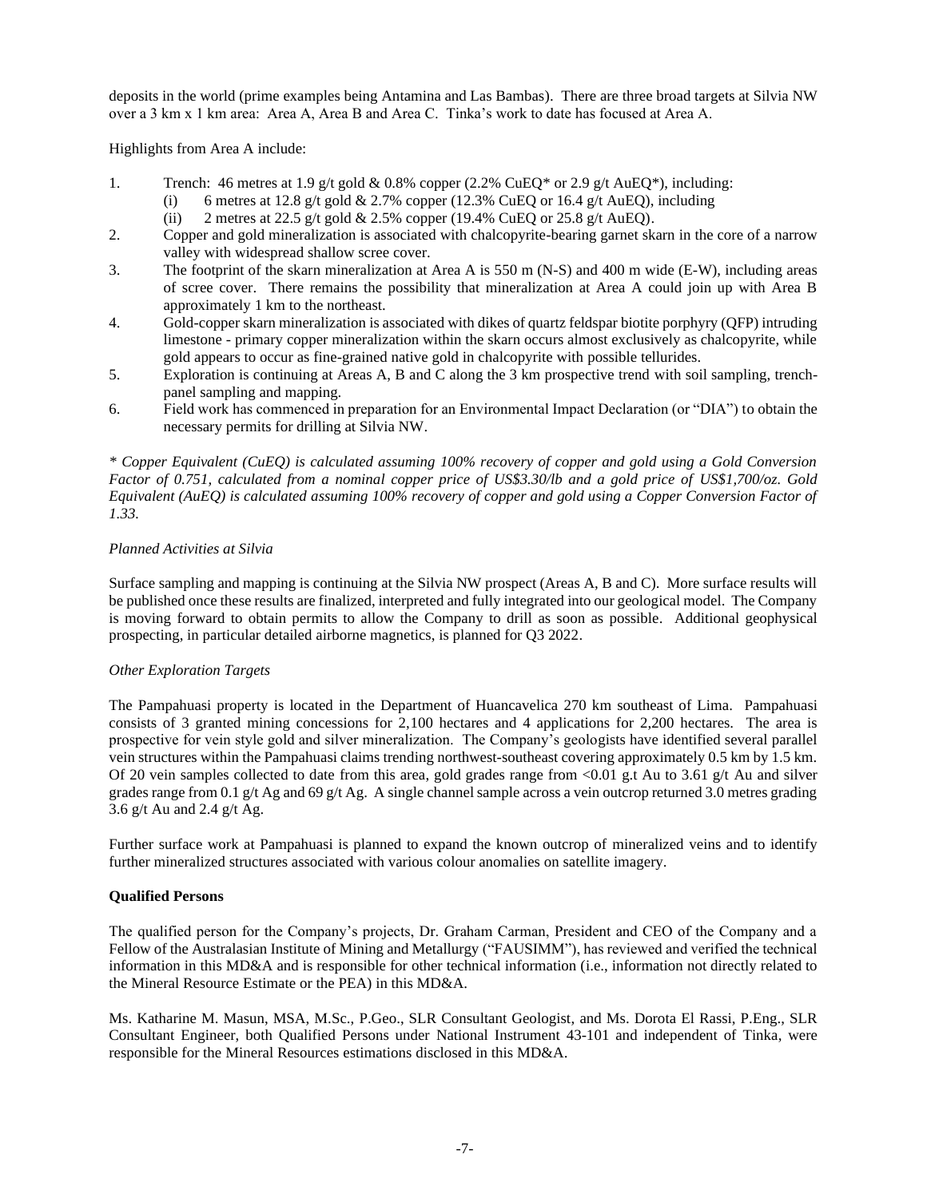deposits in the world (prime examples being Antamina and Las Bambas). There are three broad targets at Silvia NW over a 3 km x 1 km area: Area A, Area B and Area C. Tinka's work to date has focused at Area A.

Highlights from Area A include:

1. Trench: 46 metres at 1.9 g/t gold & 0.8% copper (2.2% CuEQ* or 2.9 g/t AuEQ*), including:
   (i) 6 metres at 12.8 g/t gold & 2.7% copper (12.3% CuEQ or 16.4 g/t AuEQ), including
   (ii) 2 metres at 22.5 g/t gold & 2.5% copper (19.4% CuEQ or 25.8 g/t AuEQ).
2. Copper and gold mineralization is associated with chalcopyrite-bearing garnet skarn in the core of a narrow valley with widespread shallow scree cover.
3. The footprint of the skarn mineralization at Area A is 550 m (N-S) and 400 m wide (E-W), including areas of scree cover. There remains the possibility that mineralization at Area A could join up with Area B approximately 1 km to the northeast.
4. Gold-copper skarn mineralization is associated with dikes of quartz feldspar biotite porphyry (QFP) intruding limestone - primary copper mineralization within the skarn occurs almost exclusively as chalcopyrite, while gold appears to occur as fine-grained native gold in chalcopyrite with possible tellurides.
5. Exploration is continuing at Areas A, B and C along the 3 km prospective trend with soil sampling, trench-panel sampling and mapping.
6. Field work has commenced in preparation for an Environmental Impact Declaration (or "DIA") to obtain the necessary permits for drilling at Silvia NW.

*\* Copper Equivalent (CuEQ) is calculated assuming 100% recovery of copper and gold using a Gold Conversion Factor of 0.751, calculated from a nominal copper price of US$3.30/lb and a gold price of US$1,700/oz. Gold Equivalent (AuEQ) is calculated assuming 100% recovery of copper and gold using a Copper Conversion Factor of 1.33.*

*Planned Activities at Silvia*

Surface sampling and mapping is continuing at the Silvia NW prospect (Areas A, B and C). More surface results will be published once these results are finalized, interpreted and fully integrated into our geological model. The Company is moving forward to obtain permits to allow the Company to drill as soon as possible. Additional geophysical prospecting, in particular detailed airborne magnetics, is planned for Q3 2022.

*Other Exploration Targets*

The Pampahuasi property is located in the Department of Huancavelica 270 km southeast of Lima. Pampahuasi consists of 3 granted mining concessions for 2,100 hectares and 4 applications for 2,200 hectares. The area is prospective for vein style gold and silver mineralization. The Company's geologists have identified several parallel vein structures within the Pampahuasi claims trending northwest-southeast covering approximately 0.5 km by 1.5 km. Of 20 vein samples collected to date from this area, gold grades range from <0.01 g.t Au to 3.61 g/t Au and silver grades range from 0.1 g/t Ag and 69 g/t Ag. A single channel sample across a vein outcrop returned 3.0 metres grading 3.6 g/t Au and 2.4 g/t Ag.

Further surface work at Pampahuasi is planned to expand the known outcrop of mineralized veins and to identify further mineralized structures associated with various colour anomalies on satellite imagery.

**Qualified Persons**

The qualified person for the Company's projects, Dr. Graham Carman, President and CEO of the Company and a Fellow of the Australasian Institute of Mining and Metallurgy ("FAUSIMM"), has reviewed and verified the technical information in this MD&A and is responsible for other technical information (i.e., information not directly related to the Mineral Resource Estimate or the PEA) in this MD&A.

Ms. Katharine M. Masun, MSA, M.Sc., P.Geo., SLR Consultant Geologist, and Ms. Dorota El Rassi, P.Eng., SLR Consultant Engineer, both Qualified Persons under National Instrument 43-101 and independent of Tinka, were responsible for the Mineral Resources estimations disclosed in this MD&A.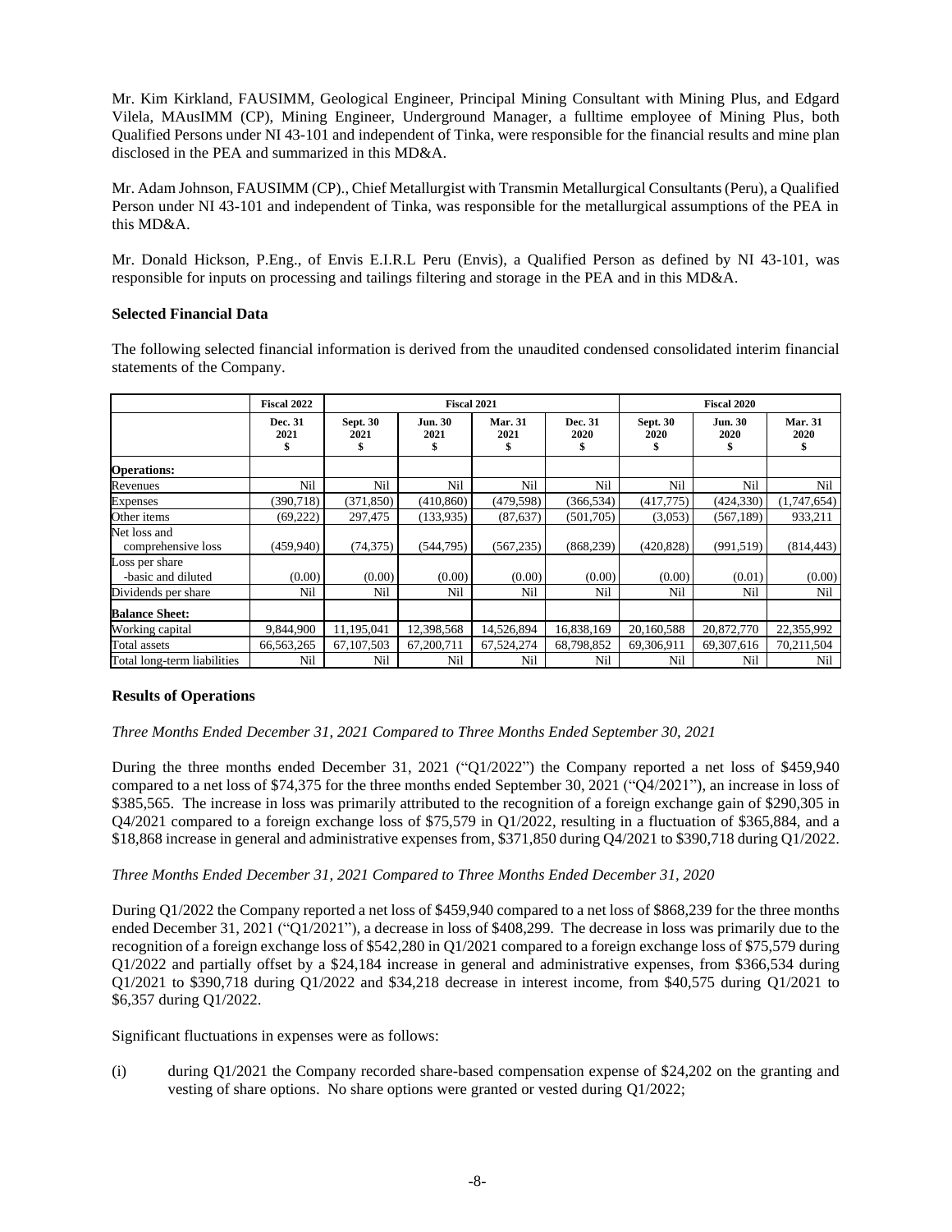Mr. Kim Kirkland, FAUSIMM, Geological Engineer, Principal Mining Consultant with Mining Plus, and Edgard Vilela, MAusIMM (CP), Mining Engineer, Underground Manager, a fulltime employee of Mining Plus, both Qualified Persons under NI 43-101 and independent of Tinka, were responsible for the financial results and mine plan disclosed in the PEA and summarized in this MD&A.

Mr. Adam Johnson, FAUSIMM (CP)., Chief Metallurgist with Transmin Metallurgical Consultants (Peru), a Qualified Person under NI 43-101 and independent of Tinka, was responsible for the metallurgical assumptions of the PEA in this MD&A.

Mr. Donald Hickson, P.Eng., of Envis E.I.R.L Peru (Envis), a Qualified Person as defined by NI 43-101, was responsible for inputs on processing and tailings filtering and storage in the PEA and in this MD&A.

### Selected Financial Data

The following selected financial information is derived from the unaudited condensed consolidated interim financial statements of the Company.

| | Fiscal 2022 | Fiscal 2021 | | | | Fiscal 2020 | | |
|---|---|---|---|---|---|---|---|---|
| | Dec. 31 2021 $ | Sept. 30 2021 $ | Jun. 30 2021 $ | Mar. 31 2021 $ | Dec. 31 2020 $ | Sept. 30 2020 $ | Jun. 30 2020 $ | Mar. 31 2020 $ |
| **Operations:** | | | | | | | | |
| Revenues | Nil | Nil | Nil | Nil | Nil | Nil | Nil | Nil |
| Expenses | (390,718) | (371,850) | (410,860) | (479,598) | (366,534) | (417,775) | (424,330) | (1,747,654) |
| Other items | (69,222) | 297,475 | (133,935) | (87,637) | (501,705) | (3,053) | (567,189) | 933,211 |
| Net loss and comprehensive loss | (459,940) | (74,375) | (544,795) | (567,235) | (868,239) | (420,828) | (991,519) | (814,443) |
| Loss per share -basic and diluted | (0.00) | (0.00) | (0.00) | (0.00) | (0.00) | (0.00) | (0.01) | (0.00) |
| Dividends per share | Nil | Nil | Nil | Nil | Nil | Nil | Nil | Nil |
| **Balance Sheet:** | | | | | | | | |
| Working capital | 9,844,900 | 11,195,041 | 12,398,568 | 14,526,894 | 16,838,169 | 20,160,588 | 20,872,770 | 22,355,992 |
| Total assets | 66,563,265 | 67,107,503 | 67,200,711 | 67,524,274 | 68,798,852 | 69,306,911 | 69,307,616 | 70,211,504 |
| Total long-term liabilities | Nil | Nil | Nil | Nil | Nil | Nil | Nil | Nil |

### Results of Operations

*Three Months Ended December 31, 2021 Compared to Three Months Ended September 30, 2021*

During the three months ended December 31, 2021 ("Q1/2022") the Company reported a net loss of $459,940 compared to a net loss of $74,375 for the three months ended September 30, 2021 ("Q4/2021"), an increase in loss of $385,565. The increase in loss was primarily attributed to the recognition of a foreign exchange gain of $290,305 in Q4/2021 compared to a foreign exchange loss of $75,579 in Q1/2022, resulting in a fluctuation of $365,884, and a $18,868 increase in general and administrative expenses from, $371,850 during Q4/2021 to $390,718 during Q1/2022.

*Three Months Ended December 31, 2021 Compared to Three Months Ended December 31, 2020*

During Q1/2022 the Company reported a net loss of $459,940 compared to a net loss of $868,239 for the three months ended December 31, 2021 ("Q1/2021"), a decrease in loss of $408,299. The decrease in loss was primarily due to the recognition of a foreign exchange loss of $542,280 in Q1/2021 compared to a foreign exchange loss of $75,579 during Q1/2022 and partially offset by a $24,184 increase in general and administrative expenses, from $366,534 during Q1/2021 to $390,718 during Q1/2022 and $34,218 decrease in interest income, from $40,575 during Q1/2021 to $6,357 during Q1/2022.

Significant fluctuations in expenses were as follows:

(i) during Q1/2021 the Company recorded share-based compensation expense of $24,202 on the granting and vesting of share options. No share options were granted or vested during Q1/2022;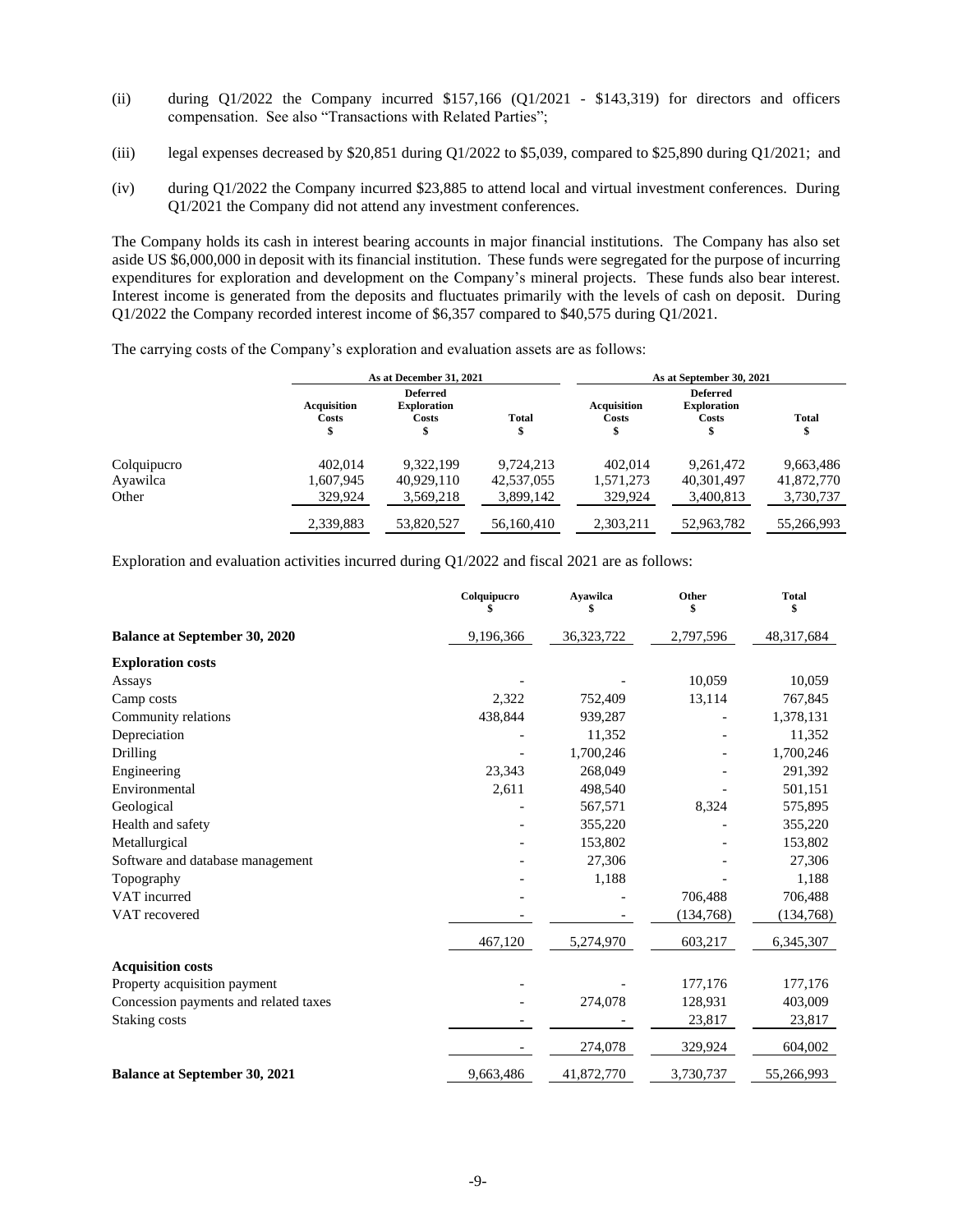(ii) during Q1/2022 the Company incurred $157,166 (Q1/2021 - $143,319) for directors and officers compensation. See also "Transactions with Related Parties";

(iii) legal expenses decreased by $20,851 during Q1/2022 to $5,039, compared to $25,890 during Q1/2021; and

(iv) during Q1/2022 the Company incurred $23,885 to attend local and virtual investment conferences. During Q1/2021 the Company did not attend any investment conferences.

The Company holds its cash in interest bearing accounts in major financial institutions. The Company has also set aside US $6,000,000 in deposit with its financial institution. These funds were segregated for the purpose of incurring expenditures for exploration and development on the Company's mineral projects. These funds also bear interest. Interest income is generated from the deposits and fluctuates primarily with the levels of cash on deposit. During Q1/2022 the Company recorded interest income of $6,357 compared to $40,575 during Q1/2021.

The carrying costs of the Company's exploration and evaluation assets are as follows:

| | As at December 31, 2021 | | | As at September 30, 2021 | | |
|---|---|---|---|---|---|---|
| | Acquisition Costs $ | Deferred Exploration Costs $ | Total $ | Acquisition Costs $ | Deferred Exploration Costs $ | Total $ |
| Colquipucro | 402,014 | 9,322,199 | 9,724,213 | 402,014 | 9,261,472 | 9,663,486 |
| Ayawilca | 1,607,945 | 40,929,110 | 42,537,055 | 1,571,273 | 40,301,497 | 41,872,770 |
| Other | 329,924 | 3,569,218 | 3,899,142 | 329,924 | 3,400,813 | 3,730,737 |
| | 2,339,883 | 53,820,527 | 56,160,410 | 2,303,211 | 52,963,782 | 55,266,993 |

Exploration and evaluation activities incurred during Q1/2022 and fiscal 2021 are as follows:

| | Colquipucro $ | Ayawilca $ | Other $ | Total $ |
|---|---|---|---|---|
| **Balance at September 30, 2020** | 9,196,366 | 36,323,722 | 2,797,596 | 48,317,684 |
| **Exploration costs** | | | | |
| Assays | - | - | 10,059 | 10,059 |
| Camp costs | 2,322 | 752,409 | 13,114 | 767,845 |
| Community relations | 438,844 | 939,287 | - | 1,378,131 |
| Depreciation | - | 11,352 | - | 11,352 |
| Drilling | - | 1,700,246 | - | 1,700,246 |
| Engineering | 23,343 | 268,049 | - | 291,392 |
| Environmental | 2,611 | 498,540 | - | 501,151 |
| Geological | - | 567,571 | 8,324 | 575,895 |
| Health and safety | - | 355,220 | - | 355,220 |
| Metallurgical | - | 153,802 | - | 153,802 |
| Software and database management | - | 27,306 | - | 27,306 |
| Topography | - | 1,188 | - | 1,188 |
| VAT incurred | - | - | 706,488 | 706,488 |
| VAT recovered | - | - | (134,768) | (134,768) |
| | 467,120 | 5,274,970 | 603,217 | 6,345,307 |
| **Acquisition costs** | | | | |
| Property acquisition payment | - | - | 177,176 | 177,176 |
| Concession payments and related taxes | - | 274,078 | 128,931 | 403,009 |
| Staking costs | - | - | 23,817 | 23,817 |
| | - | 274,078 | 329,924 | 604,002 |
| **Balance at September 30, 2021** | 9,663,486 | 41,872,770 | 3,730,737 | 55,266,993 |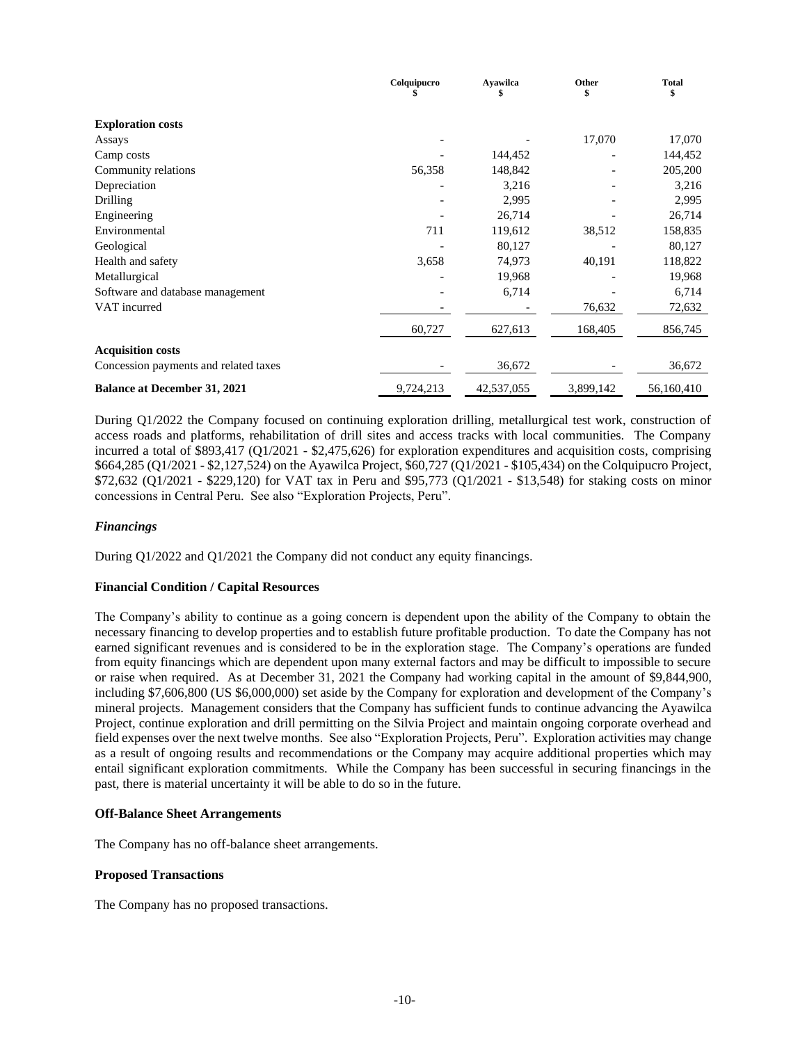| | Colquipucro<br>$ | Ayawilca<br>$ | Other<br>$ | Total<br>$ |
|---|---|---|---|---|
| **Exploration costs** | | | | |
| Assays | - | - | 17,070 | 17,070 |
| Camp costs | - | 144,452 | - | 144,452 |
| Community relations | 56,358 | 148,842 | - | 205,200 |
| Depreciation | - | 3,216 | - | 3,216 |
| Drilling | - | 2,995 | - | 2,995 |
| Engineering | - | 26,714 | - | 26,714 |
| Environmental | 711 | 119,612 | 38,512 | 158,835 |
| Geological | - | 80,127 | - | 80,127 |
| Health and safety | 3,658 | 74,973 | 40,191 | 118,822 |
| Metallurgical | - | 19,968 | - | 19,968 |
| Software and database management | - | 6,714 | - | 6,714 |
| VAT incurred | - | - | 76,632 | 72,632 |
| | 60,727 | 627,613 | 168,405 | 856,745 |
| **Acquisition costs** | | | | |
| Concession payments and related taxes | - | 36,672 | - | 36,672 |
| **Balance at December 31, 2021** | 9,724,213 | 42,537,055 | 3,899,142 | 56,160,410 |

During Q1/2022 the Company focused on continuing exploration drilling, metallurgical test work, construction of access roads and platforms, rehabilitation of drill sites and access tracks with local communities. The Company incurred a total of $893,417 (Q1/2021 - $2,475,626) for exploration expenditures and acquisition costs, comprising $664,285 (Q1/2021 - $2,127,524) on the Ayawilca Project, $60,727 (Q1/2021 - $105,434) on the Colquipucro Project, $72,632 (Q1/2021 - $229,120) for VAT tax in Peru and $95,773 (Q1/2021 - $13,548) for staking costs on minor concessions in Central Peru. See also "Exploration Projects, Peru".

### *Financings*

During Q1/2022 and Q1/2021 the Company did not conduct any equity financings.

### Financial Condition / Capital Resources

The Company's ability to continue as a going concern is dependent upon the ability of the Company to obtain the necessary financing to develop properties and to establish future profitable production. To date the Company has not earned significant revenues and is considered to be in the exploration stage. The Company's operations are funded from equity financings which are dependent upon many external factors and may be difficult to impossible to secure or raise when required. As at December 31, 2021 the Company had working capital in the amount of $9,844,900, including $7,606,800 (US $6,000,000) set aside by the Company for exploration and development of the Company's mineral projects. Management considers that the Company has sufficient funds to continue advancing the Ayawilca Project, continue exploration and drill permitting on the Silvia Project and maintain ongoing corporate overhead and field expenses over the next twelve months. See also "Exploration Projects, Peru". Exploration activities may change as a result of ongoing results and recommendations or the Company may acquire additional properties which may entail significant exploration commitments. While the Company has been successful in securing financings in the past, there is material uncertainty it will be able to do so in the future.

### Off-Balance Sheet Arrangements

The Company has no off-balance sheet arrangements.

### Proposed Transactions

The Company has no proposed transactions.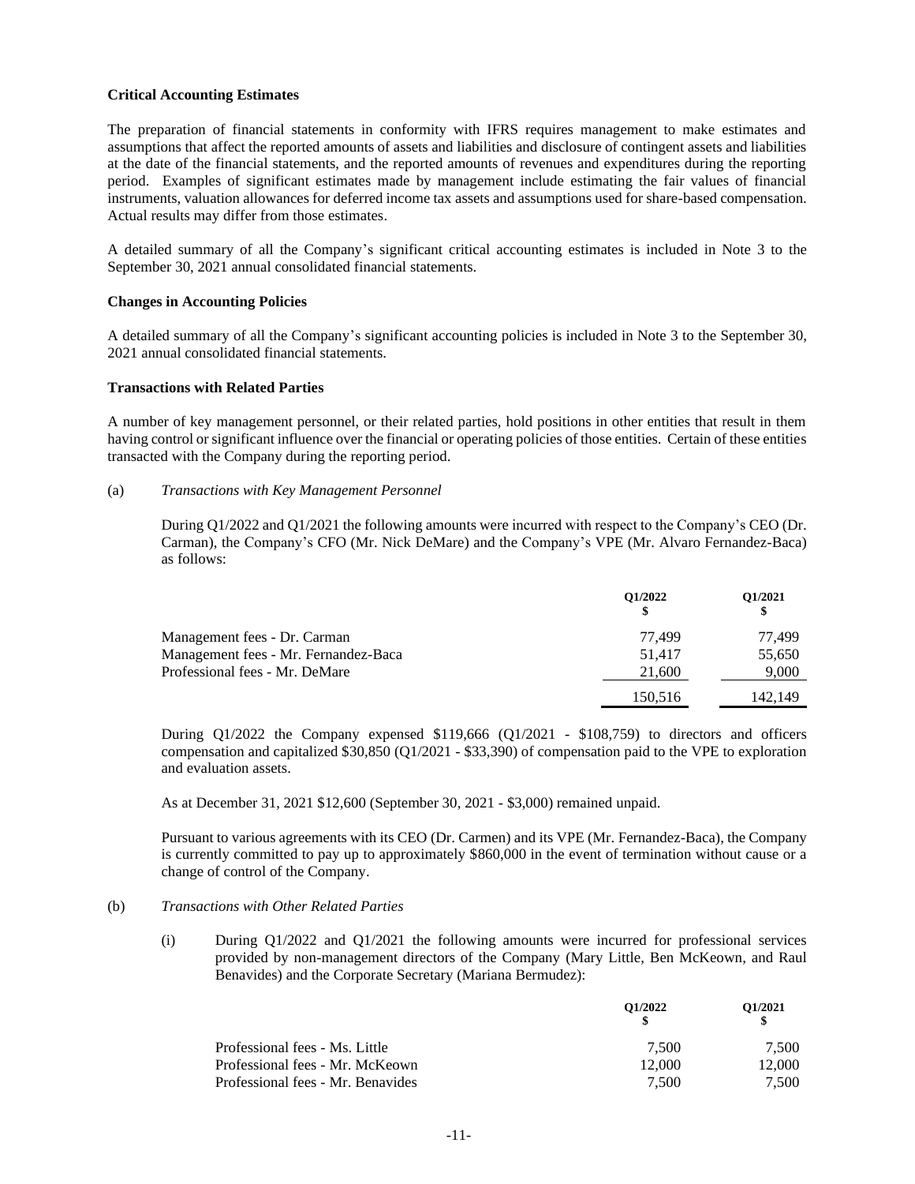**Critical Accounting Estimates**

The preparation of financial statements in conformity with IFRS requires management to make estimates and assumptions that affect the reported amounts of assets and liabilities and disclosure of contingent assets and liabilities at the date of the financial statements, and the reported amounts of revenues and expenditures during the reporting period. Examples of significant estimates made by management include estimating the fair values of financial instruments, valuation allowances for deferred income tax assets and assumptions used for share-based compensation. Actual results may differ from those estimates.

A detailed summary of all the Company's significant critical accounting estimates is included in Note 3 to the September 30, 2021 annual consolidated financial statements.

**Changes in Accounting Policies**

A detailed summary of all the Company's significant accounting policies is included in Note 3 to the September 30, 2021 annual consolidated financial statements.

**Transactions with Related Parties**

A number of key management personnel, or their related parties, hold positions in other entities that result in them having control or significant influence over the financial or operating policies of those entities. Certain of these entities transacted with the Company during the reporting period.

(a) *Transactions with Key Management Personnel*

During Q1/2022 and Q1/2021 the following amounts were incurred with respect to the Company's CEO (Dr. Carman), the Company's CFO (Mr. Nick DeMare) and the Company's VPE (Mr. Alvaro Fernandez-Baca) as follows:

| | Q1/2022 $ | Q1/2021 $ |
|---|---|---|
| Management fees - Dr. Carman | 77,499 | 77,499 |
| Management fees - Mr. Fernandez-Baca | 51,417 | 55,650 |
| Professional fees - Mr. DeMare | 21,600 | 9,000 |
| | 150,516 | 142,149 |

During Q1/2022 the Company expensed $119,666 (Q1/2021 - $108,759) to directors and officers compensation and capitalized $30,850 (Q1/2021 - $33,390) of compensation paid to the VPE to exploration and evaluation assets.

As at December 31, 2021 $12,600 (September 30, 2021 - $3,000) remained unpaid.

Pursuant to various agreements with its CEO (Dr. Carmen) and its VPE (Mr. Fernandez-Baca), the Company is currently committed to pay up to approximately $860,000 in the event of termination without cause or a change of control of the Company.

(b) *Transactions with Other Related Parties*

(i) During Q1/2022 and Q1/2021 the following amounts were incurred for professional services provided by non-management directors of the Company (Mary Little, Ben McKeown, and Raul Benavides) and the Corporate Secretary (Mariana Bermudez):

| | Q1/2022 $ | Q1/2021 $ |
|---|---|---|
| Professional fees - Ms. Little | 7,500 | 7,500 |
| Professional fees - Mr. McKeown | 12,000 | 12,000 |
| Professional fees - Mr. Benavides | 7,500 | 7,500 |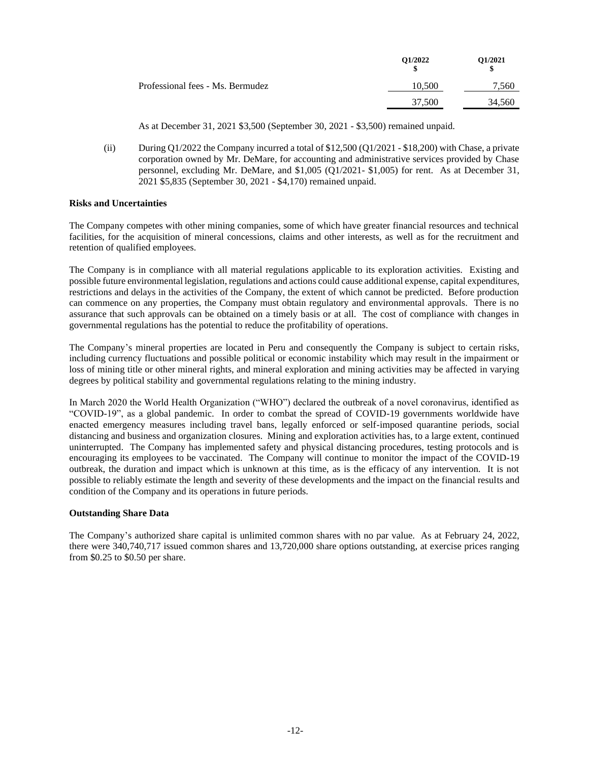| | Q1/2022 $ | Q1/2021 $ |
|---|---|---|
| Professional fees - Ms. Bermudez | 10,500 | 7,560 |
| | 37,500 | 34,560 |

As at December 31, 2021 $3,500 (September 30, 2021 - $3,500) remained unpaid.

(ii) During Q1/2022 the Company incurred a total of $12,500 (Q1/2021 - $18,200) with Chase, a private corporation owned by Mr. DeMare, for accounting and administrative services provided by Chase personnel, excluding Mr. DeMare, and $1,005 (Q1/2021- $1,005) for rent. As at December 31, 2021 $5,835 (September 30, 2021 - $4,170) remained unpaid.

**Risks and Uncertainties**

The Company competes with other mining companies, some of which have greater financial resources and technical facilities, for the acquisition of mineral concessions, claims and other interests, as well as for the recruitment and retention of qualified employees.

The Company is in compliance with all material regulations applicable to its exploration activities. Existing and possible future environmental legislation, regulations and actions could cause additional expense, capital expenditures, restrictions and delays in the activities of the Company, the extent of which cannot be predicted. Before production can commence on any properties, the Company must obtain regulatory and environmental approvals. There is no assurance that such approvals can be obtained on a timely basis or at all. The cost of compliance with changes in governmental regulations has the potential to reduce the profitability of operations.

The Company's mineral properties are located in Peru and consequently the Company is subject to certain risks, including currency fluctuations and possible political or economic instability which may result in the impairment or loss of mining title or other mineral rights, and mineral exploration and mining activities may be affected in varying degrees by political stability and governmental regulations relating to the mining industry.

In March 2020 the World Health Organization ("WHO") declared the outbreak of a novel coronavirus, identified as "COVID-19", as a global pandemic. In order to combat the spread of COVID-19 governments worldwide have enacted emergency measures including travel bans, legally enforced or self-imposed quarantine periods, social distancing and business and organization closures. Mining and exploration activities has, to a large extent, continued uninterrupted. The Company has implemented safety and physical distancing procedures, testing protocols and is encouraging its employees to be vaccinated. The Company will continue to monitor the impact of the COVID-19 outbreak, the duration and impact which is unknown at this time, as is the efficacy of any intervention. It is not possible to reliably estimate the length and severity of these developments and the impact on the financial results and condition of the Company and its operations in future periods.

**Outstanding Share Data**

The Company's authorized share capital is unlimited common shares with no par value. As at February 24, 2022, there were 340,740,717 issued common shares and 13,720,000 share options outstanding, at exercise prices ranging from $0.25 to $0.50 per share.